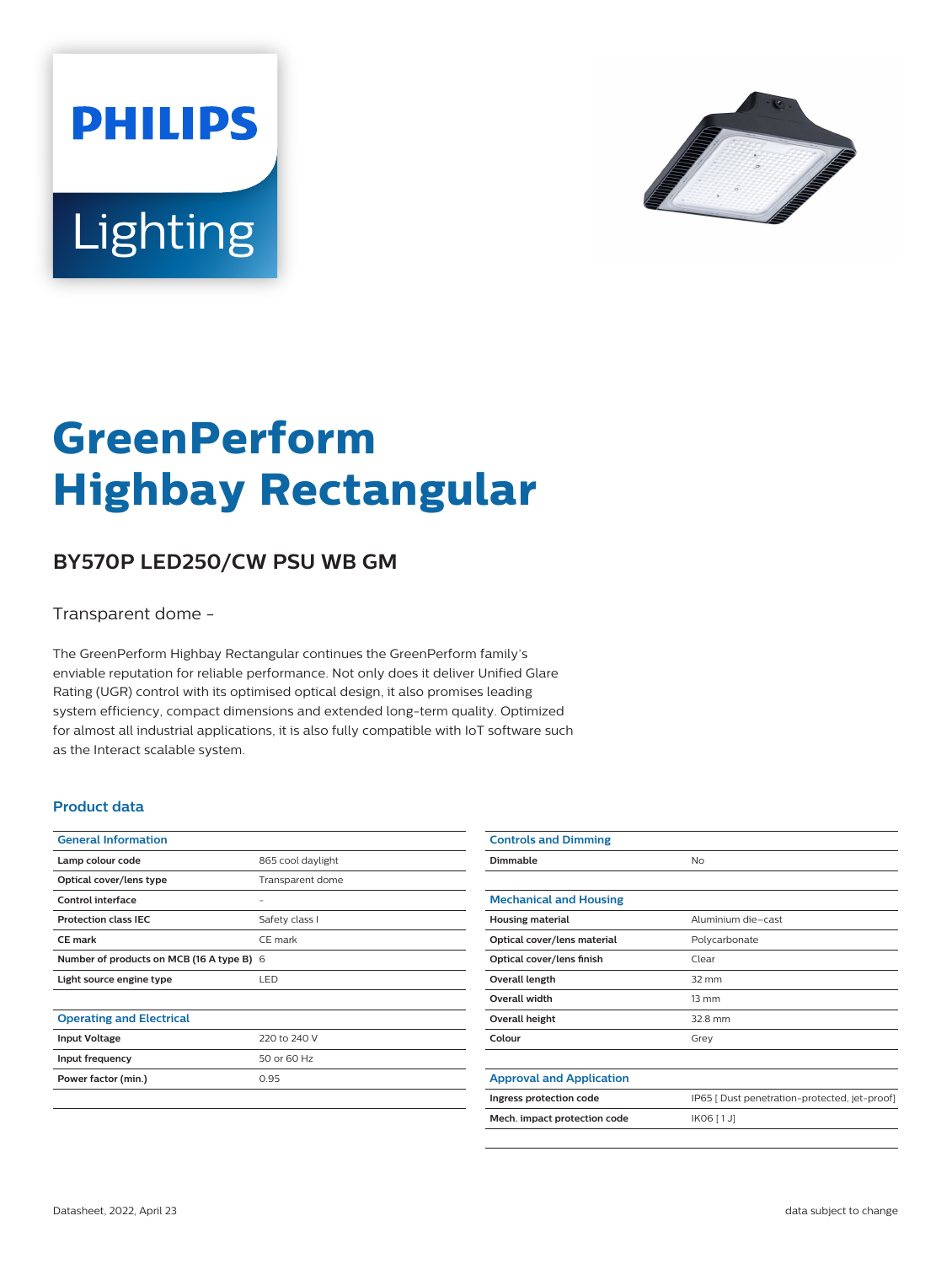PHILIPS

Lighting

# GreenPerform Highbay Rectangular

## BY570P LED250/CW PSU WB GM

Transparent dome -

The GreenPerform Highbay Rectangular continues the GreenPerform family's enviable reputation for reliable performance. Not only does it deliver Unified Glare Rating (UGR) control with its optimised optical design, it also promises leading system efficiency, compact dimensions and extended long-term quality. Optimized for almost all industrial applications, it is also fully compatible with IoT software such as the Interact scalable system.

### Product data

| General Information | |
|---|---|
| Lamp colour code | 865 cool daylight |
| Optical cover/lens type | Transparent dome |
| Control interface | - |
| Protection class IEC | Safety class I |
| CE mark | CE mark |
| Number of products on MCB (16 A type B) | 6 |
| Light source engine type | LED |

| Operating and Electrical | |
|---|---|
| Input Voltage | 220 to 240 V |
| Input frequency | 50 or 60 Hz |
| Power factor (min.) | 0.95 |

| Controls and Dimming | |
|---|---|
| Dimmable | No |

| Mechanical and Housing | |
|---|---|
| Housing material | Aluminium die-cast |
| Optical cover/lens material | Polycarbonate |
| Optical cover/lens finish | Clear |
| Overall length | 32 mm |
| Overall width | 13 mm |
| Overall height | 32.8 mm |
| Colour | Grey |

| Approval and Application | |
|---|---|
| Ingress protection code | IP65 [ Dust penetration-protected, jet-proof] |
| Mech. impact protection code | IK06 [ 1 J] |

Datasheet, 2022, April 23

data subject to change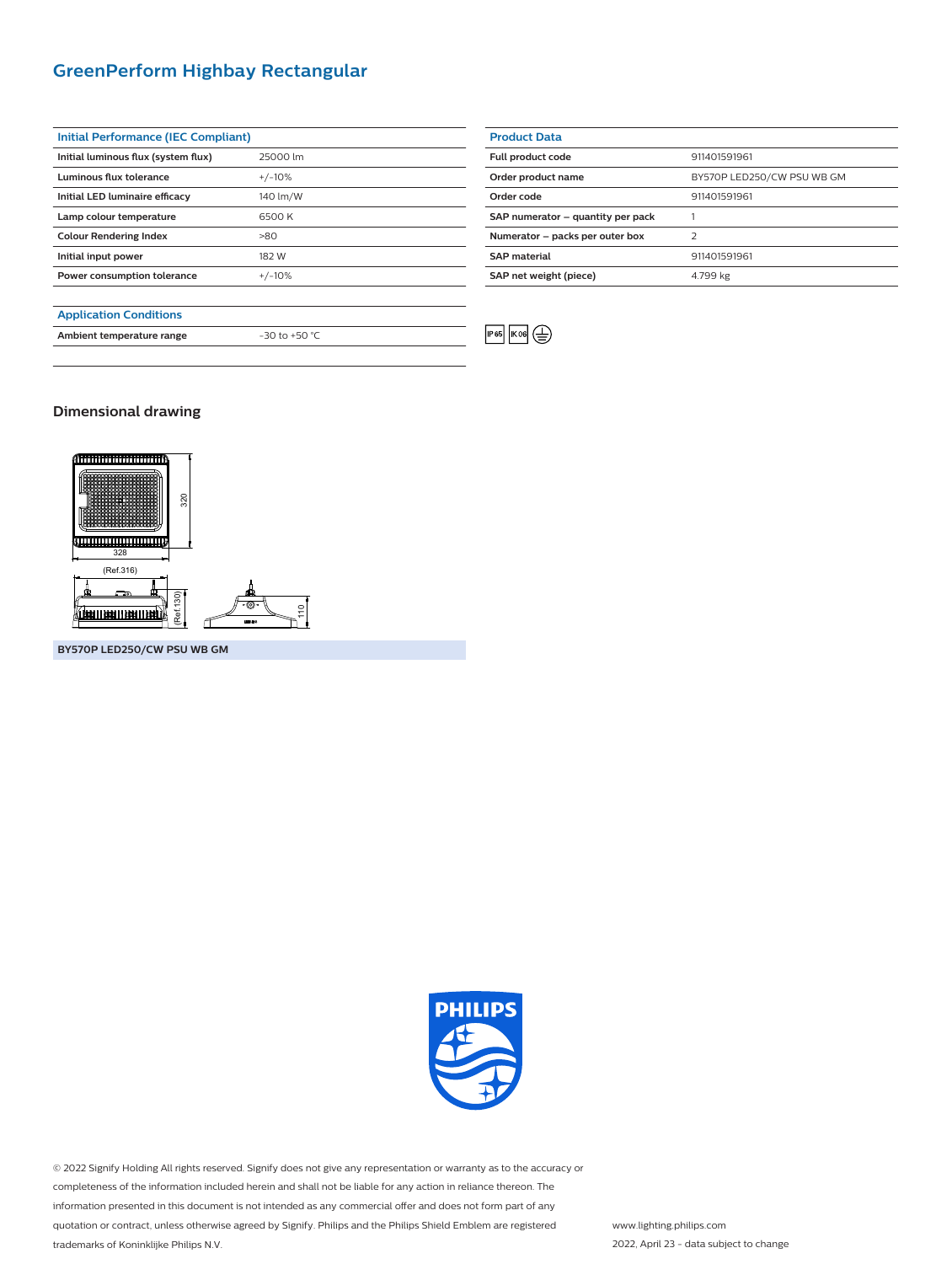# GreenPerform Highbay Rectangular

| Initial Performance (IEC Compliant) | |
|---|---|
| Initial luminous flux (system flux) | 25000 lm |
| Luminous flux tolerance | +/-10% |
| Initial LED luminaire efficacy | 140 lm/W |
| Lamp colour temperature | 6500 K |
| Colour Rendering Index | >80 |
| Initial input power | 182 W |
| Power consumption tolerance | +/-10% |

| Application Conditions | |
|---|---|
| Ambient temperature range | -30 to +50 °C |

| Product Data | |
|---|---|
| Full product code | 911401591961 |
| Order product name | BY570P LED250/CW PSU WB GM |
| Order code | 911401591961 |
| SAP numerator – quantity per pack | 1 |
| Numerator – packs per outer box | 2 |
| SAP material | 911401591961 |
| SAP net weight (piece) | 4.799 kg |

IP65 IK06

## Dimensional drawing

320

328

(Ref.316)

(Ref.130)

110

**BY570P LED250/CW PSU WB GM**

© 2022 Signify Holding All rights reserved. Signify does not give any representation or warranty as to the accuracy or completeness of the information included herein and shall not be liable for any action in reliance thereon. The information presented in this document is not intended as any commercial offer and does not form part of any quotation or contract, unless otherwise agreed by Signify. Philips and the Philips Shield Emblem are registered trademarks of Koninklijke Philips N.V.

www.lighting.philips.com

2022, April 23 - data subject to change